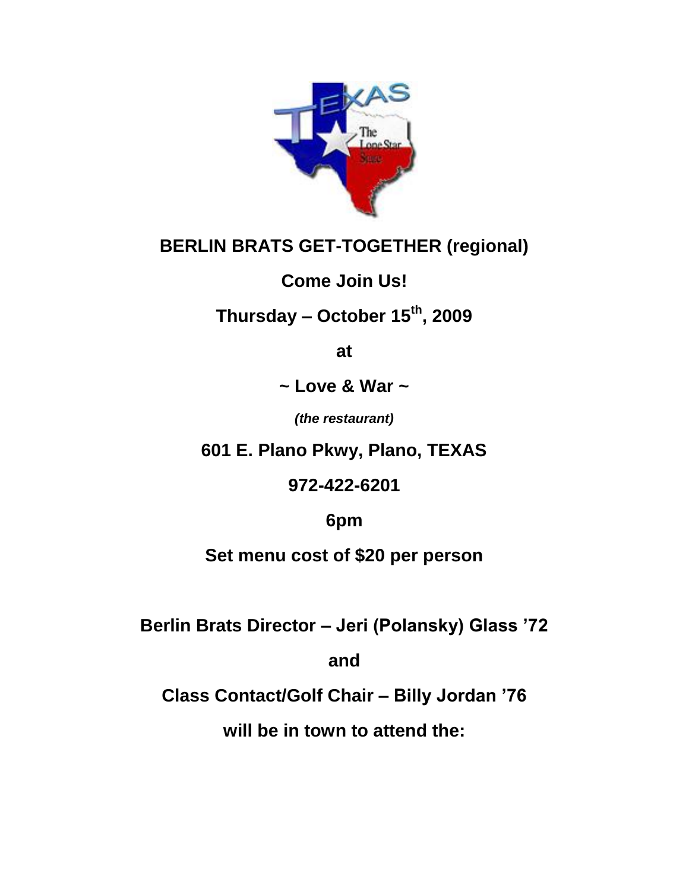**BERLIN BRATS GET-TOGETHER (regional)**

**Come Join Us!**

**Thursday – October 15th, 2009**

**at**

**~ Love & War ~**

***(the restaurant)***

**601 E. Plano Pkwy, Plano, TEXAS**

**972-422-6201**

**6pm**

**Set menu cost of $20 per person**

**Berlin Brats Director – Jeri (Polansky) Glass ’72**

**and**

**Class Contact/Golf Chair – Billy Jordan ’76**

**will be in town to attend the:**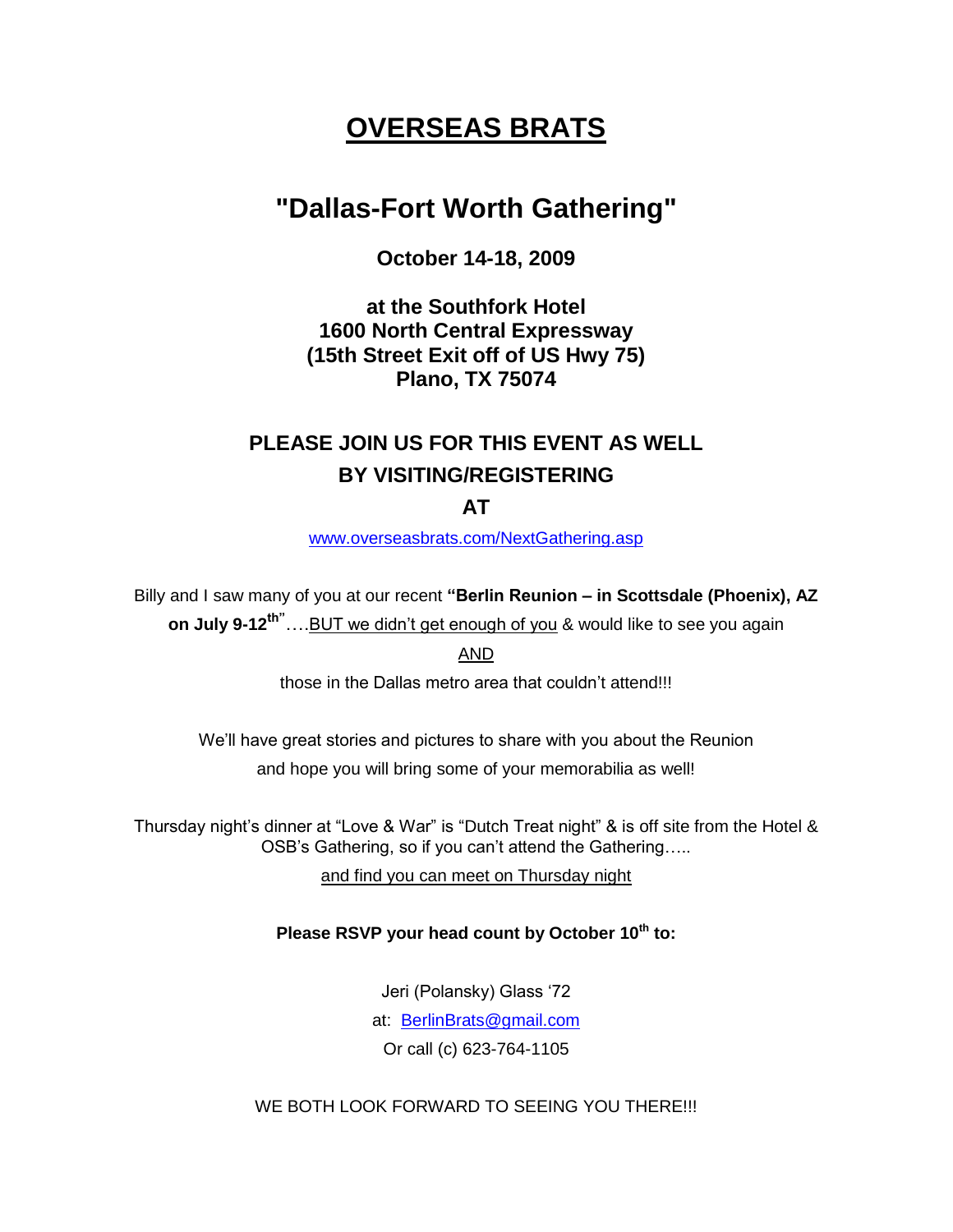# OVERSEAS BRATS

## "Dallas-Fort Worth Gathering"

**October 14-18, 2009**

**at the Southfork Hotel**
**1600 North Central Expressway**
**(15th Street Exit off of US Hwy 75)**
**Plano, TX 75074**

**PLEASE JOIN US FOR THIS EVENT AS WELL**
**BY VISITING/REGISTERING**
**AT**

www.overseasbrats.com/NextGathering.asp

Billy and I saw many of you at our recent **"Berlin Reunion – in Scottsdale (Phoenix), AZ on July 9-12th"**….BUT we didn't get enough of you & would like to see you again

AND

those in the Dallas metro area that couldn't attend!!!

We'll have great stories and pictures to share with you about the Reunion and hope you will bring some of your memorabilia as well!

Thursday night's dinner at "Love & War" is "Dutch Treat night" & is off site from the Hotel & OSB's Gathering, so if you can't attend the Gathering…..

and find you can meet on Thursday night

**Please RSVP your head count by October 10th to:**

Jeri (Polansky) Glass '72
at: BerlinBrats@gmail.com
Or call (c) 623-764-1105

WE BOTH LOOK FORWARD TO SEEING YOU THERE!!!